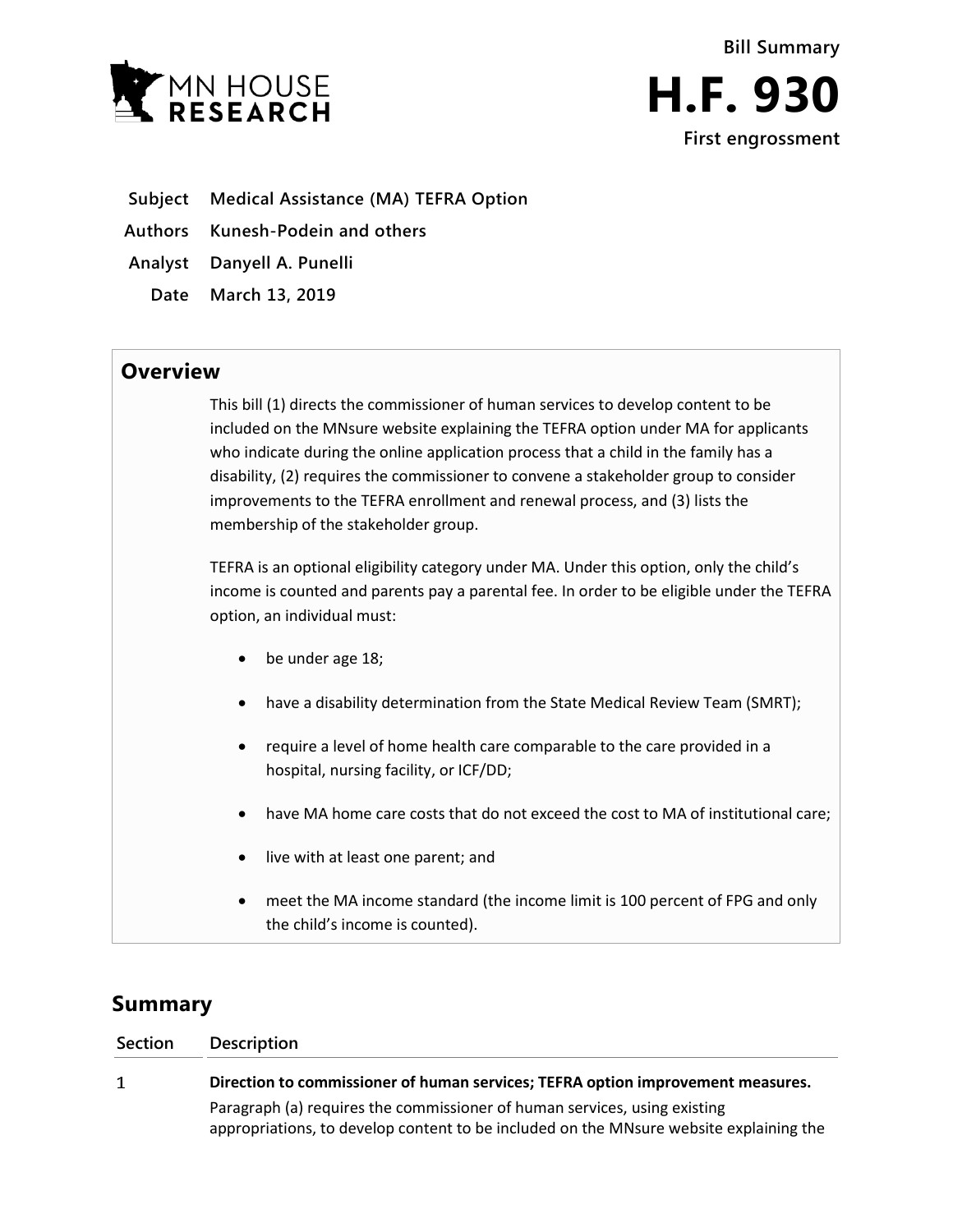MN HOUSE RESEARCH

**Bill Summary**

# H.F. 930

**First engrossment**

| | |
|---|---|
| **Subject** | **Medical Assistance (MA) TEFRA Option** |
| **Authors** | **Kunesh-Podein and others** |
| **Analyst** | **Danyell A. Punelli** |
| **Date** | **March 13, 2019** |

## Overview

This bill (1) directs the commissioner of human services to develop content to be included on the MNsure website explaining the TEFRA option under MA for applicants who indicate during the online application process that a child in the family has a disability, (2) requires the commissioner to convene a stakeholder group to consider improvements to the TEFRA enrollment and renewal process, and (3) lists the membership of the stakeholder group.

TEFRA is an optional eligibility category under MA. Under this option, only the child's income is counted and parents pay a parental fee. In order to be eligible under the TEFRA option, an individual must:

- be under age 18;
- have a disability determination from the State Medical Review Team (SMRT);
- require a level of home health care comparable to the care provided in a hospital, nursing facility, or ICF/DD;
- have MA home care costs that do not exceed the cost to MA of institutional care;
- live with at least one parent; and
- meet the MA income standard (the income limit is 100 percent of FPG and only the child's income is counted).

## Summary

| Section | Description |
|---|---|
| 1 | **Direction to commissioner of human services; TEFRA option improvement measures.** Paragraph (a) requires the commissioner of human services, using existing appropriations, to develop content to be included on the MNsure website explaining the |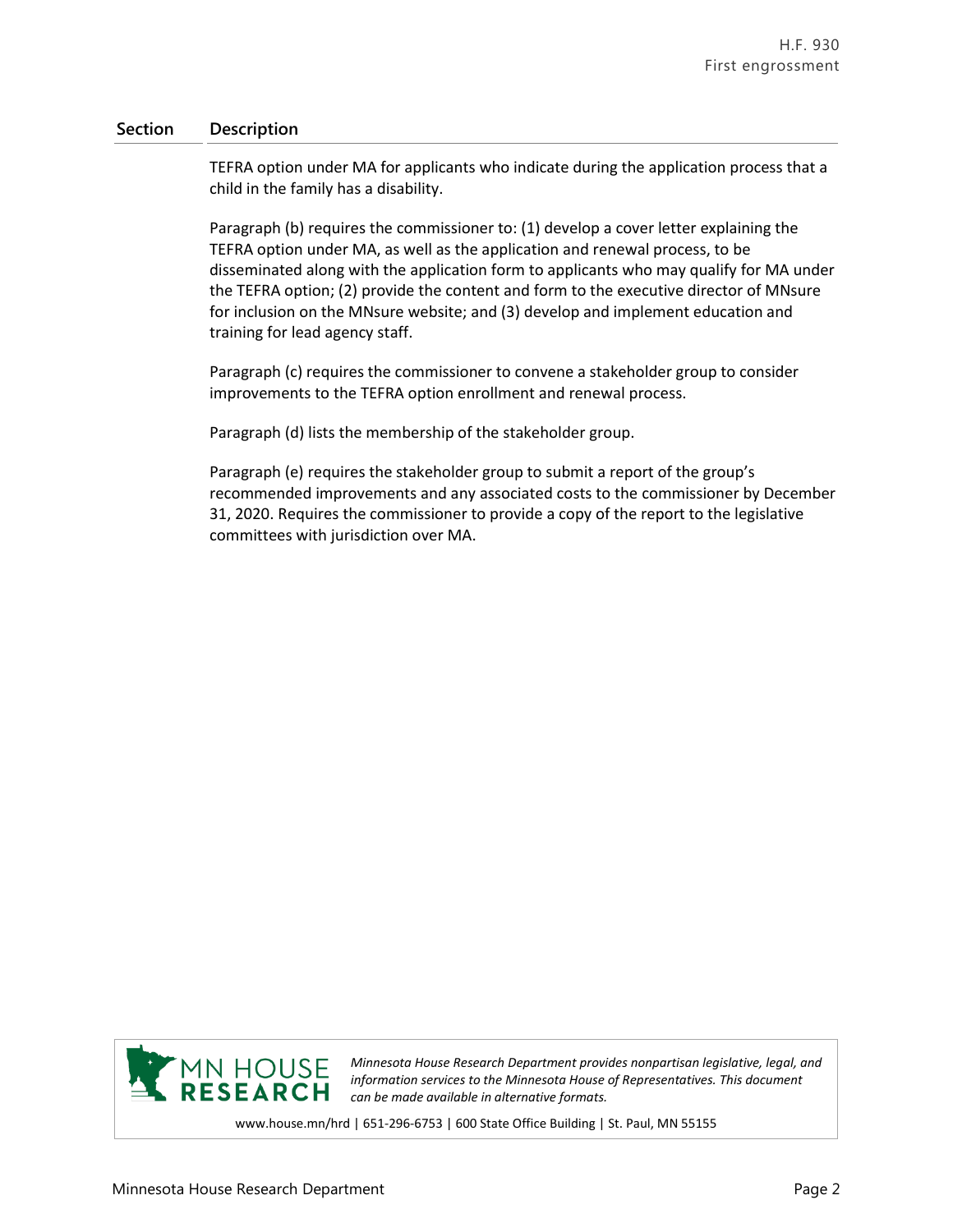| Section | Description |
|---|---|
| | TEFRA option under MA for applicants who indicate during the application process that a child in the family has a disability.<br><br>Paragraph (b) requires the commissioner to: (1) develop a cover letter explaining the TEFRA option under MA, as well as the application and renewal process, to be disseminated along with the application form to applicants who may qualify for MA under the TEFRA option; (2) provide the content and form to the executive director of MNsure for inclusion on the MNsure website; and (3) develop and implement education and training for lead agency staff.<br><br>Paragraph (c) requires the commissioner to convene a stakeholder group to consider improvements to the TEFRA option enrollment and renewal process.<br><br>Paragraph (d) lists the membership of the stakeholder group.<br><br>Paragraph (e) requires the stakeholder group to submit a report of the group's recommended improvements and any associated costs to the commissioner by December 31, 2020. Requires the commissioner to provide a copy of the report to the legislative committees with jurisdiction over MA. |

MN HOUSE RESEARCH

*Minnesota House Research Department provides nonpartisan legislative, legal, and information services to the Minnesota House of Representatives. This document can be made available in alternative formats.*

www.house.mn/hrd | 651-296-6753 | 600 State Office Building | St. Paul, MN 55155